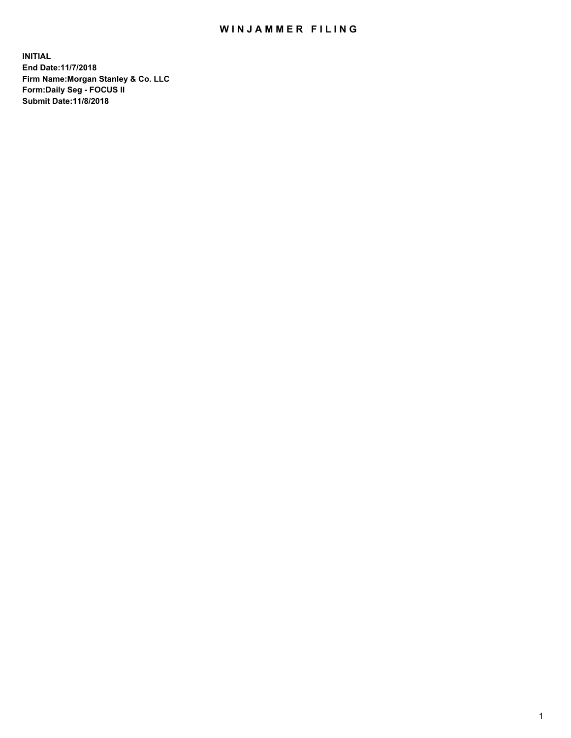# WINJAMMER FILING

**INITIAL**
**End Date:11/7/2018**
**Firm Name:Morgan Stanley & Co. LLC**
**Form:Daily Seg - FOCUS II**
**Submit Date:11/8/2018**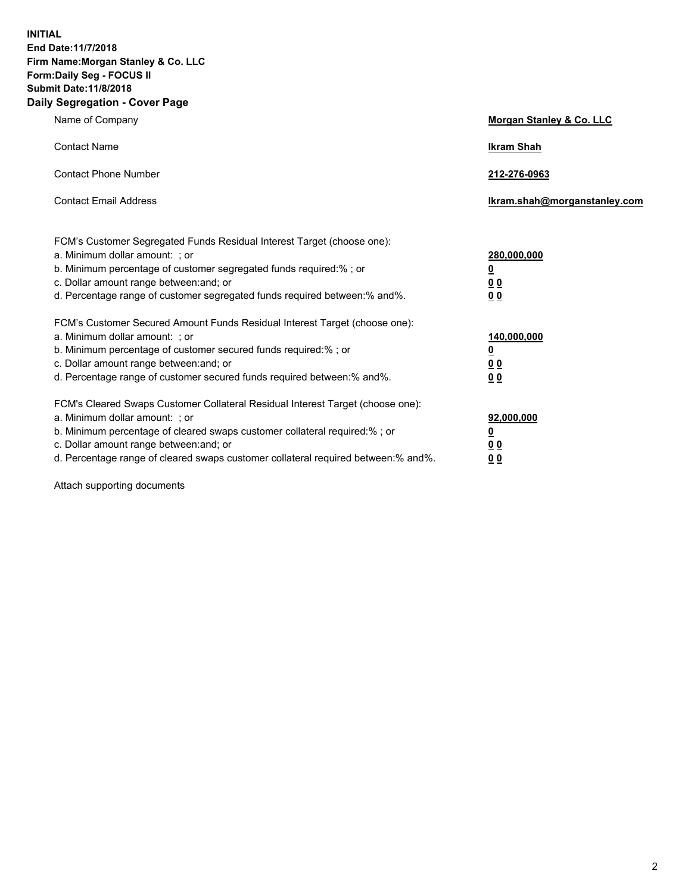**INITIAL**
**End Date:11/7/2018**
**Firm Name:Morgan Stanley & Co. LLC**
**Form:Daily Seg - FOCUS II**
**Submit Date:11/8/2018**

## Daily Segregation - Cover Page

| | |
|---|---|
| Name of Company | **Morgan Stanley & Co. LLC** |
| Contact Name | **Ikram Shah** |
| Contact Phone Number | **212-276-0963** |
| Contact Email Address | **Ikram.shah@morganstanley.com** |

| | |
|---|---|
| FCM's Customer Segregated Funds Residual Interest Target (choose one): | |
| a. Minimum dollar amount: ; or | **280,000,000** |
| b. Minimum percentage of customer segregated funds required:% ; or | **0** |
| c. Dollar amount range between:and; or | **0 0** |
| d. Percentage range of customer segregated funds required between:% and%. | **0 0** |
| FCM's Customer Secured Amount Funds Residual Interest Target (choose one): | |
| a. Minimum dollar amount: ; or | **140,000,000** |
| b. Minimum percentage of customer secured funds required:% ; or | **0** |
| c. Dollar amount range between:and; or | **0 0** |
| d. Percentage range of customer secured funds required between:% and%. | **0 0** |
| FCM's Cleared Swaps Customer Collateral Residual Interest Target (choose one): | |
| a. Minimum dollar amount: ; or | **92,000,000** |
| b. Minimum percentage of cleared swaps customer collateral required:% ; or | **0** |
| c. Dollar amount range between:and; or | **0 0** |
| d. Percentage range of cleared swaps customer collateral required between:% and%. | **0 0** |

Attach supporting documents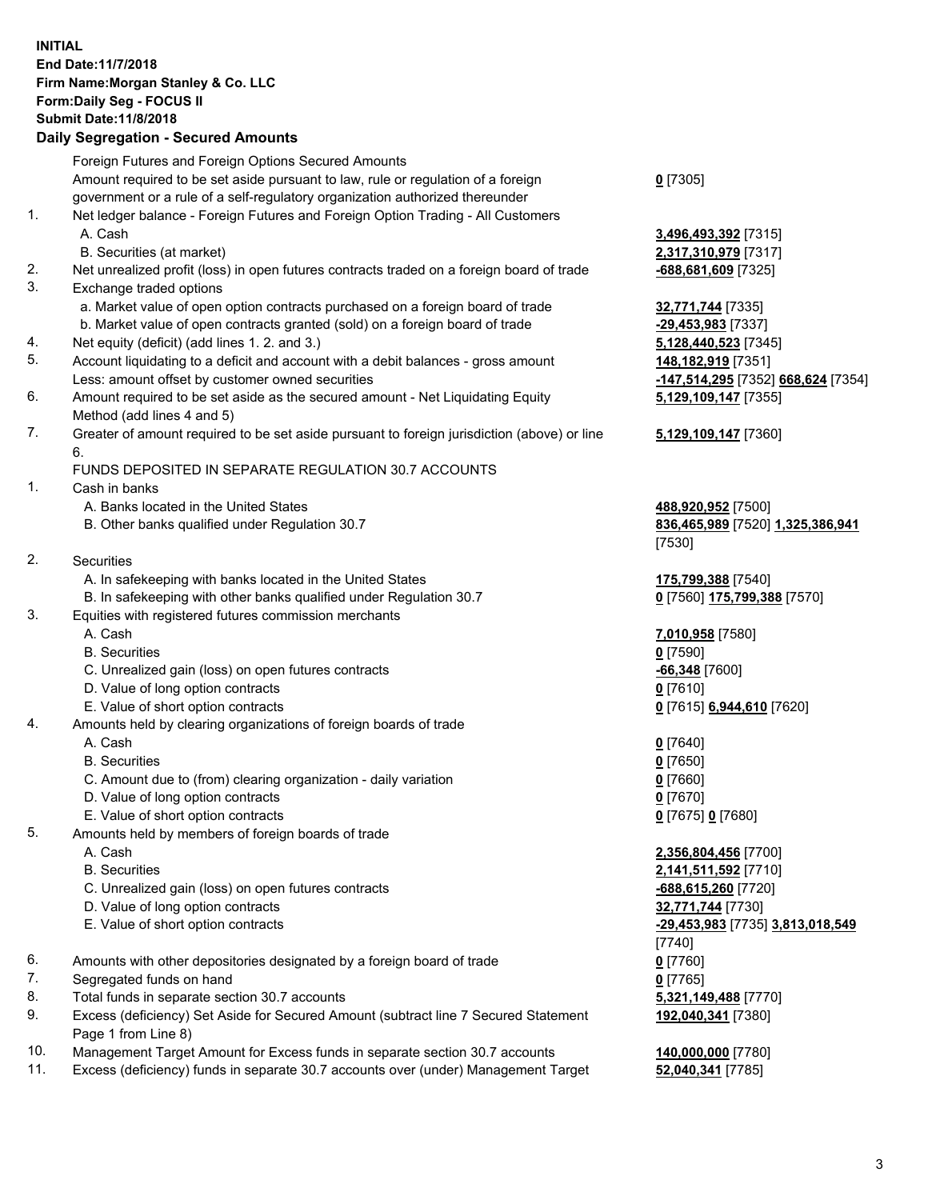**INITIAL**
**End Date:11/7/2018**
**Firm Name:Morgan Stanley & Co. LLC**
**Form:Daily Seg - FOCUS II**
**Submit Date:11/8/2018**

## Daily Segregation - Secured Amounts

| | | |
|---|---|---|
| | Foreign Futures and Foreign Options Secured Amounts | |
| | Amount required to be set aside pursuant to law, rule or regulation of a foreign government or a rule of a self-regulatory organization authorized thereunder | **0** [7305] |
| 1. | Net ledger balance - Foreign Futures and Foreign Option Trading - All Customers | |
| | A. Cash | **3,496,493,392** [7315] |
| | B. Securities (at market) | **2,317,310,979** [7317] |
| 2. | Net unrealized profit (loss) in open futures contracts traded on a foreign board of trade | **-688,681,609** [7325] |
| 3. | Exchange traded options | |
| | a. Market value of open option contracts purchased on a foreign board of trade | **32,771,744** [7335] |
| | b. Market value of open contracts granted (sold) on a foreign board of trade | **-29,453,983** [7337] |
| 4. | Net equity (deficit) (add lines 1. 2. and 3.) | **5,128,440,523** [7345] |
| 5. | Account liquidating to a deficit and account with a debit balances - gross amount | **148,182,919** [7351] |
| | Less: amount offset by customer owned securities | **-147,514,295** [7352] **668,624** [7354] |
| 6. | Amount required to be set aside as the secured amount - Net Liquidating Equity Method (add lines 4 and 5) | **5,129,109,147** [7355] |
| 7. | Greater of amount required to be set aside pursuant to foreign jurisdiction (above) or line 6. | **5,129,109,147** [7360] |
| | FUNDS DEPOSITED IN SEPARATE REGULATION 30.7 ACCOUNTS | |
| 1. | Cash in banks | |
| | A. Banks located in the United States | **488,920,952** [7500] |
| | B. Other banks qualified under Regulation 30.7 | **836,465,989** [7520] **1,325,386,941** [7530] |
| 2. | Securities | |
| | A. In safekeeping with banks located in the United States | **175,799,388** [7540] |
| | B. In safekeeping with other banks qualified under Regulation 30.7 | **0** [7560] **175,799,388** [7570] |
| 3. | Equities with registered futures commission merchants | |
| | A. Cash | **7,010,958** [7580] |
| | B. Securities | **0** [7590] |
| | C. Unrealized gain (loss) on open futures contracts | **-66,348** [7600] |
| | D. Value of long option contracts | **0** [7610] |
| | E. Value of short option contracts | **0** [7615] **6,944,610** [7620] |
| 4. | Amounts held by clearing organizations of foreign boards of trade | |
| | A. Cash | **0** [7640] |
| | B. Securities | **0** [7650] |
| | C. Amount due to (from) clearing organization - daily variation | **0** [7660] |
| | D. Value of long option contracts | **0** [7670] |
| | E. Value of short option contracts | **0** [7675] **0** [7680] |
| 5. | Amounts held by members of foreign boards of trade | |
| | A. Cash | **2,356,804,456** [7700] |
| | B. Securities | **2,141,511,592** [7710] |
| | C. Unrealized gain (loss) on open futures contracts | **-688,615,260** [7720] |
| | D. Value of long option contracts | **32,771,744** [7730] |
| | E. Value of short option contracts | **-29,453,983** [7735] **3,813,018,549** [7740] |
| 6. | Amounts with other depositories designated by a foreign board of trade | **0** [7760] |
| 7. | Segregated funds on hand | **0** [7765] |
| 8. | Total funds in separate section 30.7 accounts | **5,321,149,488** [7770] |
| 9. | Excess (deficiency) Set Aside for Secured Amount (subtract line 7 Secured Statement Page 1 from Line 8) | **192,040,341** [7380] |
| 10. | Management Target Amount for Excess funds in separate section 30.7 accounts | **140,000,000** [7780] |
| 11. | Excess (deficiency) funds in separate 30.7 accounts over (under) Management Target | **52,040,341** [7785] |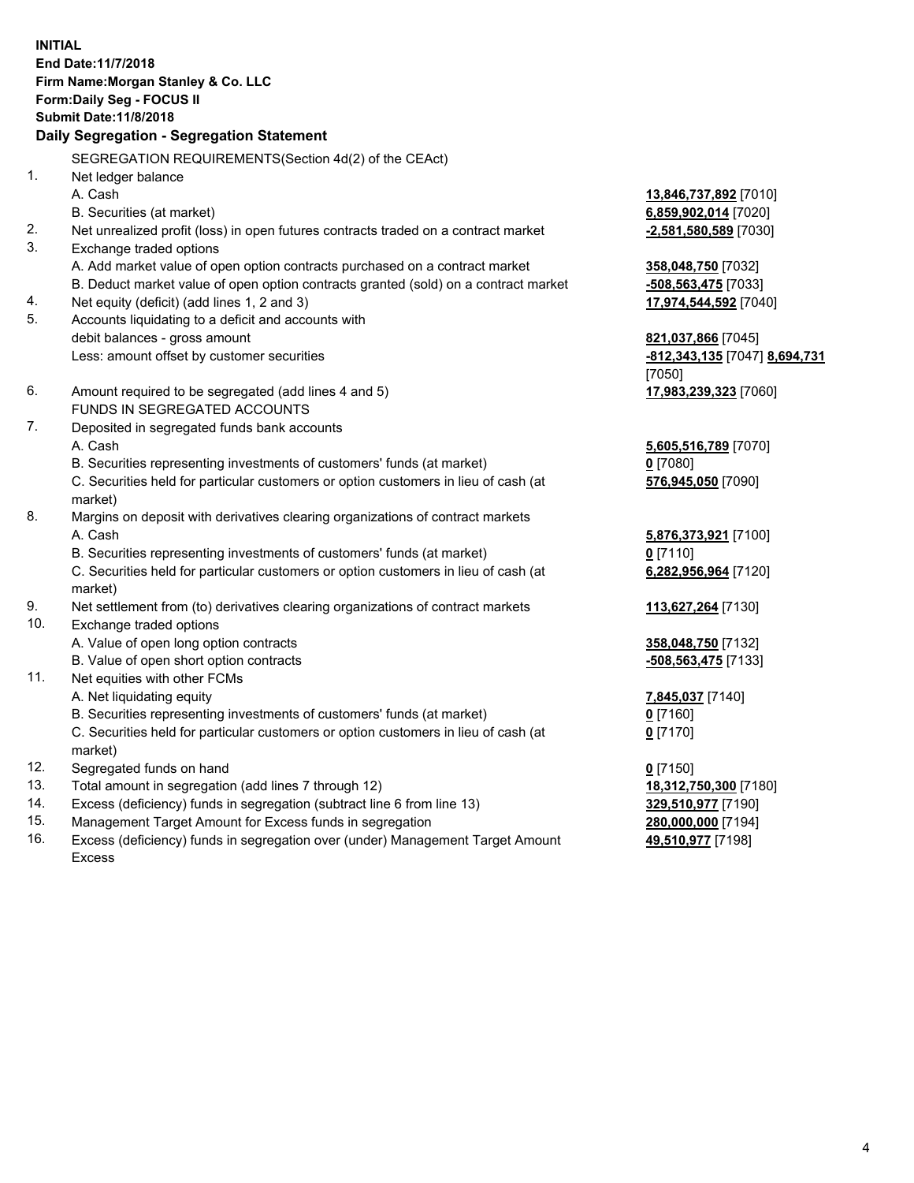**INITIAL**
**End Date:11/7/2018**
**Firm Name:Morgan Stanley & Co. LLC**
**Form:Daily Seg - FOCUS II**
**Submit Date:11/8/2018**

**Daily Segregation - Segregation Statement**

| | | |
|---|---|---|
| | SEGREGATION REQUIREMENTS(Section 4d(2) of the CEAct) | |
| 1. | Net ledger balance | |
| | A. Cash | **13,846,737,892** [7010] |
| | B. Securities (at market) | **6,859,902,014** [7020] |
| 2. | Net unrealized profit (loss) in open futures contracts traded on a contract market | **-2,581,580,589** [7030] |
| 3. | Exchange traded options | |
| | A. Add market value of open option contracts purchased on a contract market | **358,048,750** [7032] |
| | B. Deduct market value of open option contracts granted (sold) on a contract market | **-508,563,475** [7033] |
| 4. | Net equity (deficit) (add lines 1, 2 and 3) | **17,974,544,592** [7040] |
| 5. | Accounts liquidating to a deficit and accounts with debit balances - gross amount | **821,037,866** [7045] |
| | Less: amount offset by customer securities | **-812,343,135** [7047] **8,694,731** [7050] |
| 6. | Amount required to be segregated (add lines 4 and 5) | **17,983,239,323** [7060] |
| | FUNDS IN SEGREGATED ACCOUNTS | |
| 7. | Deposited in segregated funds bank accounts | |
| | A. Cash | **5,605,516,789** [7070] |
| | B. Securities representing investments of customers' funds (at market) | **0** [7080] |
| | C. Securities held for particular customers or option customers in lieu of cash (at market) | **576,945,050** [7090] |
| 8. | Margins on deposit with derivatives clearing organizations of contract markets | |
| | A. Cash | **5,876,373,921** [7100] |
| | B. Securities representing investments of customers' funds (at market) | **0** [7110] |
| | C. Securities held for particular customers or option customers in lieu of cash (at market) | **6,282,956,964** [7120] |
| 9. | Net settlement from (to) derivatives clearing organizations of contract markets | **113,627,264** [7130] |
| 10. | Exchange traded options | |
| | A. Value of open long option contracts | **358,048,750** [7132] |
| | B. Value of open short option contracts | **-508,563,475** [7133] |
| 11. | Net equities with other FCMs | |
| | A. Net liquidating equity | **7,845,037** [7140] |
| | B. Securities representing investments of customers' funds (at market) | **0** [7160] |
| | C. Securities held for particular customers or option customers in lieu of cash (at market) | **0** [7170] |
| 12. | Segregated funds on hand | **0** [7150] |
| 13. | Total amount in segregation (add lines 7 through 12) | **18,312,750,300** [7180] |
| 14. | Excess (deficiency) funds in segregation (subtract line 6 from line 13) | **329,510,977** [7190] |
| 15. | Management Target Amount for Excess funds in segregation | **280,000,000** [7194] |
| 16. | Excess (deficiency) funds in segregation over (under) Management Target Amount Excess | **49,510,977** [7198] |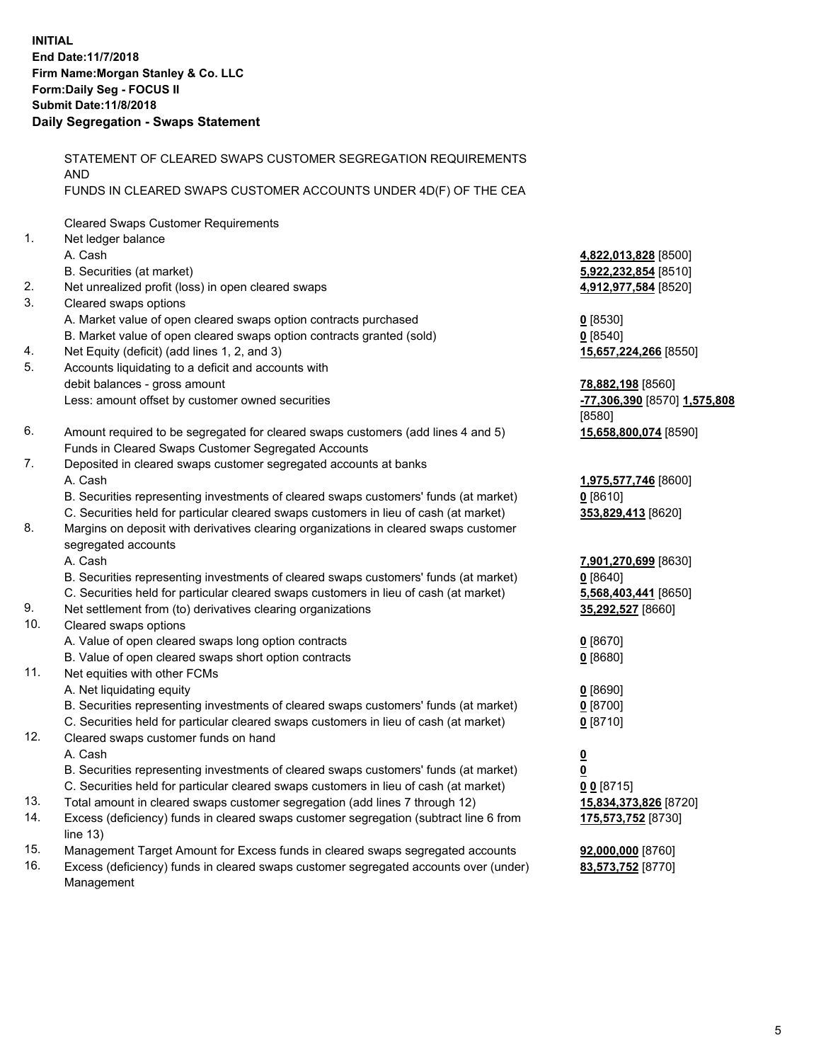**INITIAL**
**End Date:11/7/2018**
**Firm Name:Morgan Stanley & Co. LLC**
**Form:Daily Seg - FOCUS II**
**Submit Date:11/8/2018**
**Daily Segregation - Swaps Statement**

STATEMENT OF CLEARED SWAPS CUSTOMER SEGREGATION REQUIREMENTS AND FUNDS IN CLEARED SWAPS CUSTOMER ACCOUNTS UNDER 4D(F) OF THE CEA

Cleared Swaps Customer Requirements

| | | |
|---|---|---|
| 1. | Net ledger balance | |
| | A. Cash | **4,822,013,828** [8500] |
| | B. Securities (at market) | **5,922,232,854** [8510] |
| 2. | Net unrealized profit (loss) in open cleared swaps | **4,912,977,584** [8520] |
| 3. | Cleared swaps options | |
| | A. Market value of open cleared swaps option contracts purchased | **0** [8530] |
| | B. Market value of open cleared swaps option contracts granted (sold) | **0** [8540] |
| 4. | Net Equity (deficit) (add lines 1, 2, and 3) | **15,657,224,266** [8550] |
| 5. | Accounts liquidating to a deficit and accounts with debit balances - gross amount | **78,882,198** [8560] |
| | Less: amount offset by customer owned securities | **-77,306,390** [8570] **1,575,808** [8580] |
| 6. | Amount required to be segregated for cleared swaps customers (add lines 4 and 5) | **15,658,800,074** [8590] |
| | Funds in Cleared Swaps Customer Segregated Accounts | |
| 7. | Deposited in cleared swaps customer segregated accounts at banks | |
| | A. Cash | **1,975,577,746** [8600] |
| | B. Securities representing investments of cleared swaps customers' funds (at market) | **0** [8610] |
| | C. Securities held for particular cleared swaps customers in lieu of cash (at market) | **353,829,413** [8620] |
| 8. | Margins on deposit with derivatives clearing organizations in cleared swaps customer segregated accounts | |
| | A. Cash | **7,901,270,699** [8630] |
| | B. Securities representing investments of cleared swaps customers' funds (at market) | **0** [8640] |
| | C. Securities held for particular cleared swaps customers in lieu of cash (at market) | **5,568,403,441** [8650] |
| 9. | Net settlement from (to) derivatives clearing organizations | **35,292,527** [8660] |
| 10. | Cleared swaps options | |
| | A. Value of open cleared swaps long option contracts | **0** [8670] |
| | B. Value of open cleared swaps short option contracts | **0** [8680] |
| 11. | Net equities with other FCMs | |
| | A. Net liquidating equity | **0** [8690] |
| | B. Securities representing investments of cleared swaps customers' funds (at market) | **0** [8700] |
| | C. Securities held for particular cleared swaps customers in lieu of cash (at market) | **0** [8710] |
| 12. | Cleared swaps customer funds on hand | |
| | A. Cash | **0** |
| | B. Securities representing investments of cleared swaps customers' funds (at market) | **0** |
| | C. Securities held for particular cleared swaps customers in lieu of cash (at market) | **0** **0** [8715] |
| 13. | Total amount in cleared swaps customer segregation (add lines 7 through 12) | **15,834,373,826** [8720] |
| 14. | Excess (deficiency) funds in cleared swaps customer segregation (subtract line 6 from line 13) | **175,573,752** [8730] |
| 15. | Management Target Amount for Excess funds in cleared swaps segregated accounts | **92,000,000** [8760] |
| 16. | Excess (deficiency) funds in cleared swaps customer segregated accounts over (under) Management | **83,573,752** [8770] |